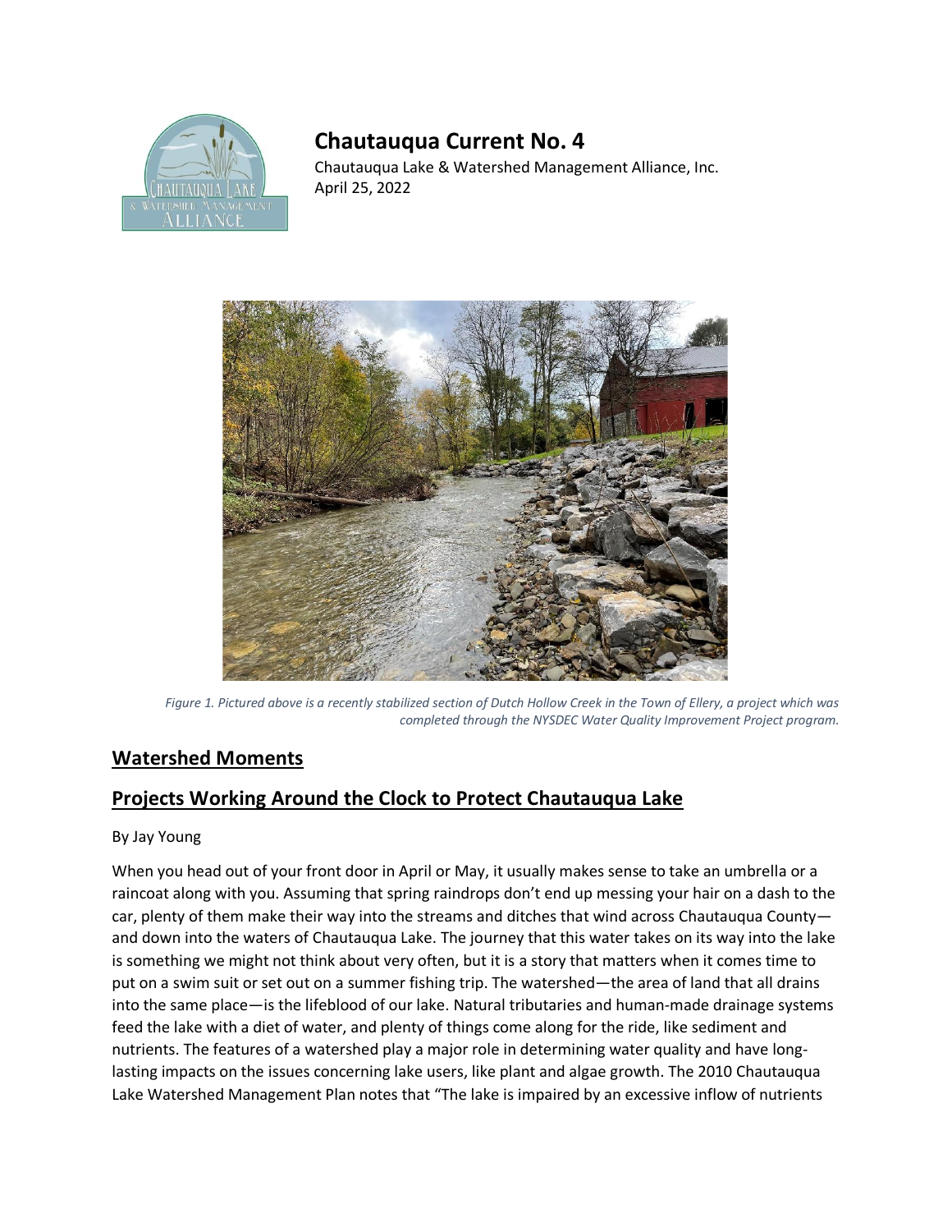# Chautauqua Current No. 4

Chautauqua Lake & Watershed Management Alliance, Inc.
April 25, 2022

*Figure 1. Pictured above is a recently stabilized section of Dutch Hollow Creek in the Town of Ellery, a project which was completed through the NYSDEC Water Quality Improvement Project program.*

## Watershed Moments

## Projects Working Around the Clock to Protect Chautauqua Lake

By Jay Young

When you head out of your front door in April or May, it usually makes sense to take an umbrella or a raincoat along with you. Assuming that spring raindrops don't end up messing your hair on a dash to the car, plenty of them make their way into the streams and ditches that wind across Chautauqua County—and down into the waters of Chautauqua Lake. The journey that this water takes on its way into the lake is something we might not think about very often, but it is a story that matters when it comes time to put on a swim suit or set out on a summer fishing trip. The watershed—the area of land that all drains into the same place—is the lifeblood of our lake. Natural tributaries and human-made drainage systems feed the lake with a diet of water, and plenty of things come along for the ride, like sediment and nutrients. The features of a watershed play a major role in determining water quality and have long-lasting impacts on the issues concerning lake users, like plant and algae growth. The 2010 Chautauqua Lake Watershed Management Plan notes that "The lake is impaired by an excessive inflow of nutrients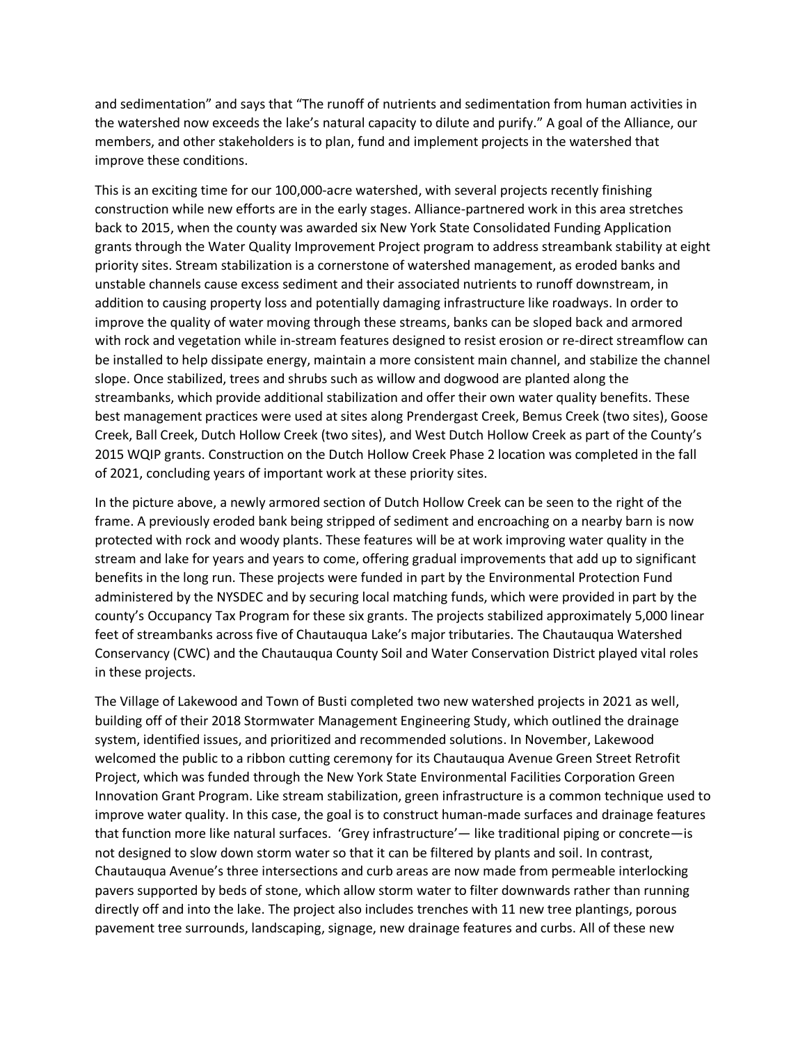and sedimentation" and says that "The runoff of nutrients and sedimentation from human activities in the watershed now exceeds the lake's natural capacity to dilute and purify." A goal of the Alliance, our members, and other stakeholders is to plan, fund and implement projects in the watershed that improve these conditions.

This is an exciting time for our 100,000-acre watershed, with several projects recently finishing construction while new efforts are in the early stages. Alliance-partnered work in this area stretches back to 2015, when the county was awarded six New York State Consolidated Funding Application grants through the Water Quality Improvement Project program to address streambank stability at eight priority sites. Stream stabilization is a cornerstone of watershed management, as eroded banks and unstable channels cause excess sediment and their associated nutrients to runoff downstream, in addition to causing property loss and potentially damaging infrastructure like roadways. In order to improve the quality of water moving through these streams, banks can be sloped back and armored with rock and vegetation while in-stream features designed to resist erosion or re-direct streamflow can be installed to help dissipate energy, maintain a more consistent main channel, and stabilize the channel slope. Once stabilized, trees and shrubs such as willow and dogwood are planted along the streambanks, which provide additional stabilization and offer their own water quality benefits. These best management practices were used at sites along Prendergast Creek, Bemus Creek (two sites), Goose Creek, Ball Creek, Dutch Hollow Creek (two sites), and West Dutch Hollow Creek as part of the County's 2015 WQIP grants. Construction on the Dutch Hollow Creek Phase 2 location was completed in the fall of 2021, concluding years of important work at these priority sites.

In the picture above, a newly armored section of Dutch Hollow Creek can be seen to the right of the frame. A previously eroded bank being stripped of sediment and encroaching on a nearby barn is now protected with rock and woody plants. These features will be at work improving water quality in the stream and lake for years and years to come, offering gradual improvements that add up to significant benefits in the long run. These projects were funded in part by the Environmental Protection Fund administered by the NYSDEC and by securing local matching funds, which were provided in part by the county's Occupancy Tax Program for these six grants. The projects stabilized approximately 5,000 linear feet of streambanks across five of Chautauqua Lake's major tributaries. The Chautauqua Watershed Conservancy (CWC) and the Chautauqua County Soil and Water Conservation District played vital roles in these projects.

The Village of Lakewood and Town of Busti completed two new watershed projects in 2021 as well, building off of their 2018 Stormwater Management Engineering Study, which outlined the drainage system, identified issues, and prioritized and recommended solutions. In November, Lakewood welcomed the public to a ribbon cutting ceremony for its Chautauqua Avenue Green Street Retrofit Project, which was funded through the New York State Environmental Facilities Corporation Green Innovation Grant Program. Like stream stabilization, green infrastructure is a common technique used to improve water quality. In this case, the goal is to construct human-made surfaces and drainage features that function more like natural surfaces. 'Grey infrastructure'— like traditional piping or concrete—is not designed to slow down storm water so that it can be filtered by plants and soil. In contrast, Chautauqua Avenue's three intersections and curb areas are now made from permeable interlocking pavers supported by beds of stone, which allow storm water to filter downwards rather than running directly off and into the lake. The project also includes trenches with 11 new tree plantings, porous pavement tree surrounds, landscaping, signage, new drainage features and curbs. All of these new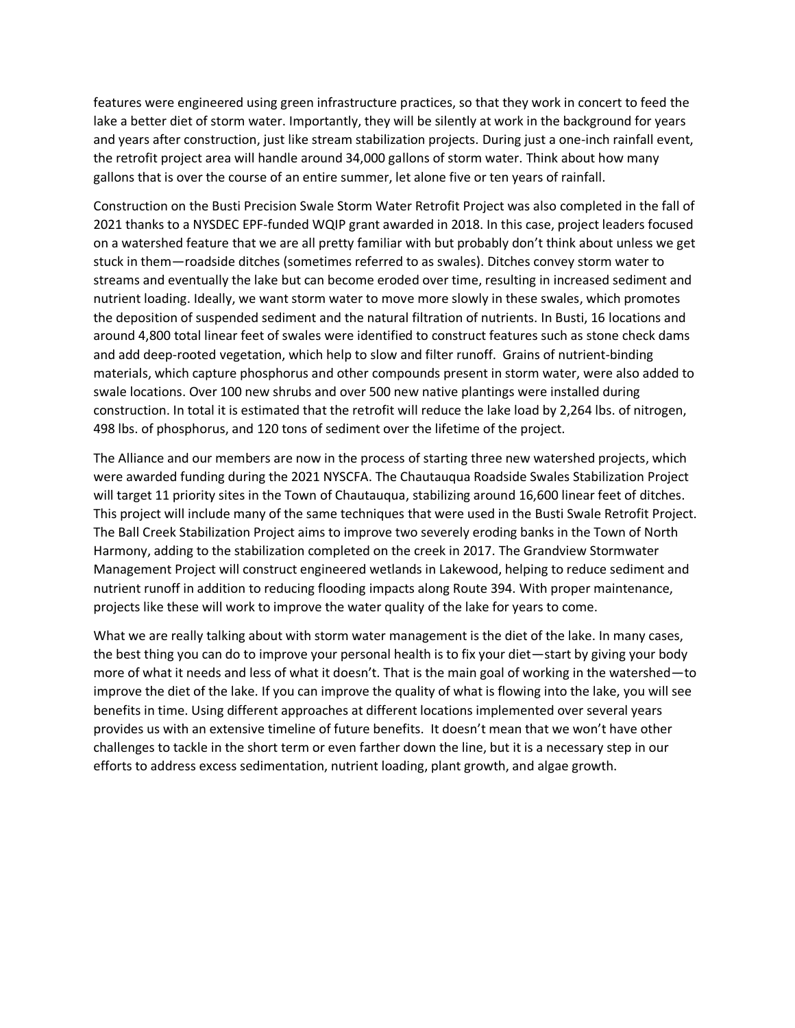features were engineered using green infrastructure practices, so that they work in concert to feed the lake a better diet of storm water. Importantly, they will be silently at work in the background for years and years after construction, just like stream stabilization projects. During just a one-inch rainfall event, the retrofit project area will handle around 34,000 gallons of storm water. Think about how many gallons that is over the course of an entire summer, let alone five or ten years of rainfall.

Construction on the Busti Precision Swale Storm Water Retrofit Project was also completed in the fall of 2021 thanks to a NYSDEC EPF-funded WQIP grant awarded in 2018. In this case, project leaders focused on a watershed feature that we are all pretty familiar with but probably don't think about unless we get stuck in them—roadside ditches (sometimes referred to as swales). Ditches convey storm water to streams and eventually the lake but can become eroded over time, resulting in increased sediment and nutrient loading. Ideally, we want storm water to move more slowly in these swales, which promotes the deposition of suspended sediment and the natural filtration of nutrients. In Busti, 16 locations and around 4,800 total linear feet of swales were identified to construct features such as stone check dams and add deep-rooted vegetation, which help to slow and filter runoff. Grains of nutrient-binding materials, which capture phosphorus and other compounds present in storm water, were also added to swale locations. Over 100 new shrubs and over 500 new native plantings were installed during construction. In total it is estimated that the retrofit will reduce the lake load by 2,264 lbs. of nitrogen, 498 lbs. of phosphorus, and 120 tons of sediment over the lifetime of the project.

The Alliance and our members are now in the process of starting three new watershed projects, which were awarded funding during the 2021 NYSCFA. The Chautauqua Roadside Swales Stabilization Project will target 11 priority sites in the Town of Chautauqua, stabilizing around 16,600 linear feet of ditches. This project will include many of the same techniques that were used in the Busti Swale Retrofit Project. The Ball Creek Stabilization Project aims to improve two severely eroding banks in the Town of North Harmony, adding to the stabilization completed on the creek in 2017. The Grandview Stormwater Management Project will construct engineered wetlands in Lakewood, helping to reduce sediment and nutrient runoff in addition to reducing flooding impacts along Route 394. With proper maintenance, projects like these will work to improve the water quality of the lake for years to come.

What we are really talking about with storm water management is the diet of the lake. In many cases, the best thing you can do to improve your personal health is to fix your diet—start by giving your body more of what it needs and less of what it doesn't. That is the main goal of working in the watershed—to improve the diet of the lake. If you can improve the quality of what is flowing into the lake, you will see benefits in time. Using different approaches at different locations implemented over several years provides us with an extensive timeline of future benefits. It doesn't mean that we won't have other challenges to tackle in the short term or even farther down the line, but it is a necessary step in our efforts to address excess sedimentation, nutrient loading, plant growth, and algae growth.